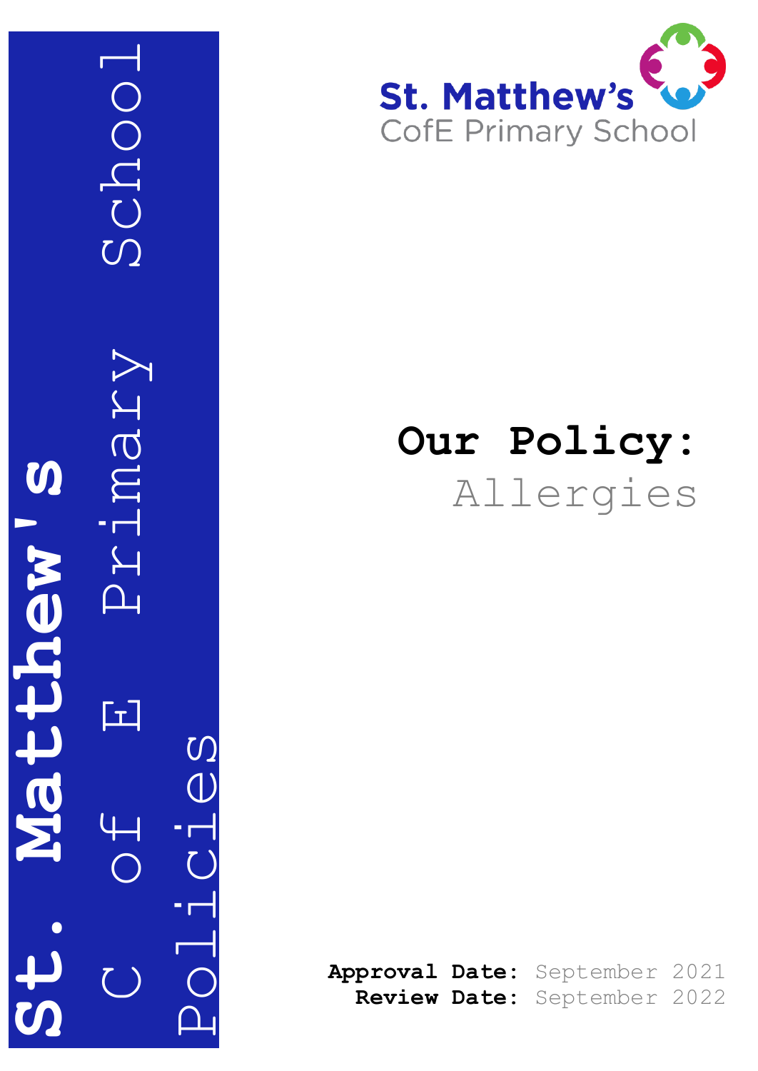St. Matthew's C of E Primary School Policies

St. Matthew's CofE Primary School

# Our Policy:

## Allergies

**Approval Date:** September 2021
**Review Date:** September 2022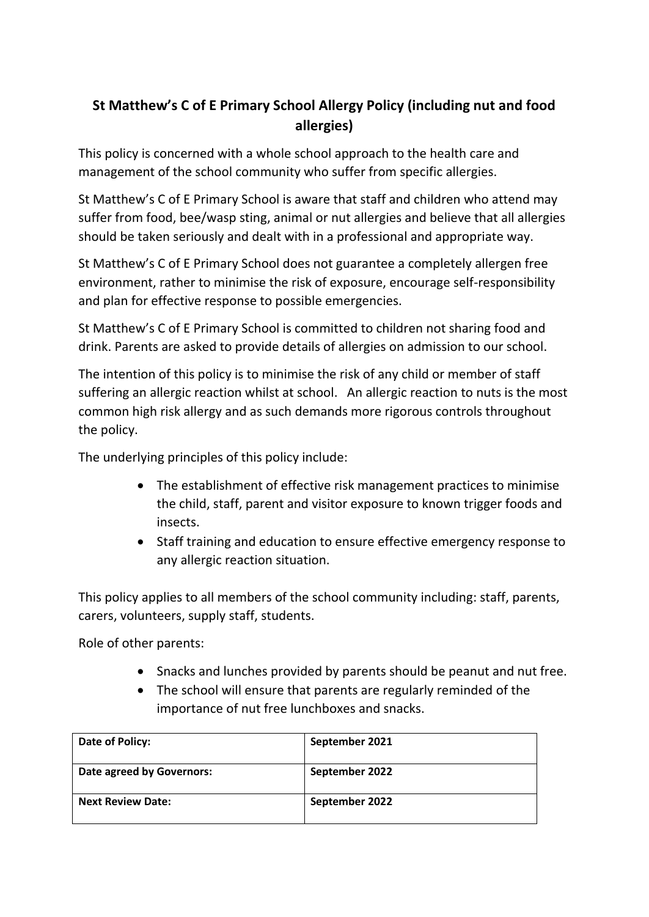## St Matthew's C of E Primary School Allergy Policy (including nut and food allergies)

This policy is concerned with a whole school approach to the health care and management of the school community who suffer from specific allergies.

St Matthew's C of E Primary School is aware that staff and children who attend may suffer from food, bee/wasp sting, animal or nut allergies and believe that all allergies should be taken seriously and dealt with in a professional and appropriate way.

St Matthew's C of E Primary School does not guarantee a completely allergen free environment, rather to minimise the risk of exposure, encourage self-responsibility and plan for effective response to possible emergencies.

St Matthew's C of E Primary School is committed to children not sharing food and drink. Parents are asked to provide details of allergies on admission to our school.

The intention of this policy is to minimise the risk of any child or member of staff suffering an allergic reaction whilst at school. An allergic reaction to nuts is the most common high risk allergy and as such demands more rigorous controls throughout the policy.

The underlying principles of this policy include:

- The establishment of effective risk management practices to minimise the child, staff, parent and visitor exposure to known trigger foods and insects.
- Staff training and education to ensure effective emergency response to any allergic reaction situation.

This policy applies to all members of the school community including: staff, parents, carers, volunteers, supply staff, students.

Role of other parents:

- Snacks and lunches provided by parents should be peanut and nut free.
- The school will ensure that parents are regularly reminded of the importance of nut free lunchboxes and snacks.

| | |
|---|---|
| **Date of Policy:** | **September 2021** |
| **Date agreed by Governors:** | **September 2022** |
| **Next Review Date:** | **September 2022** |